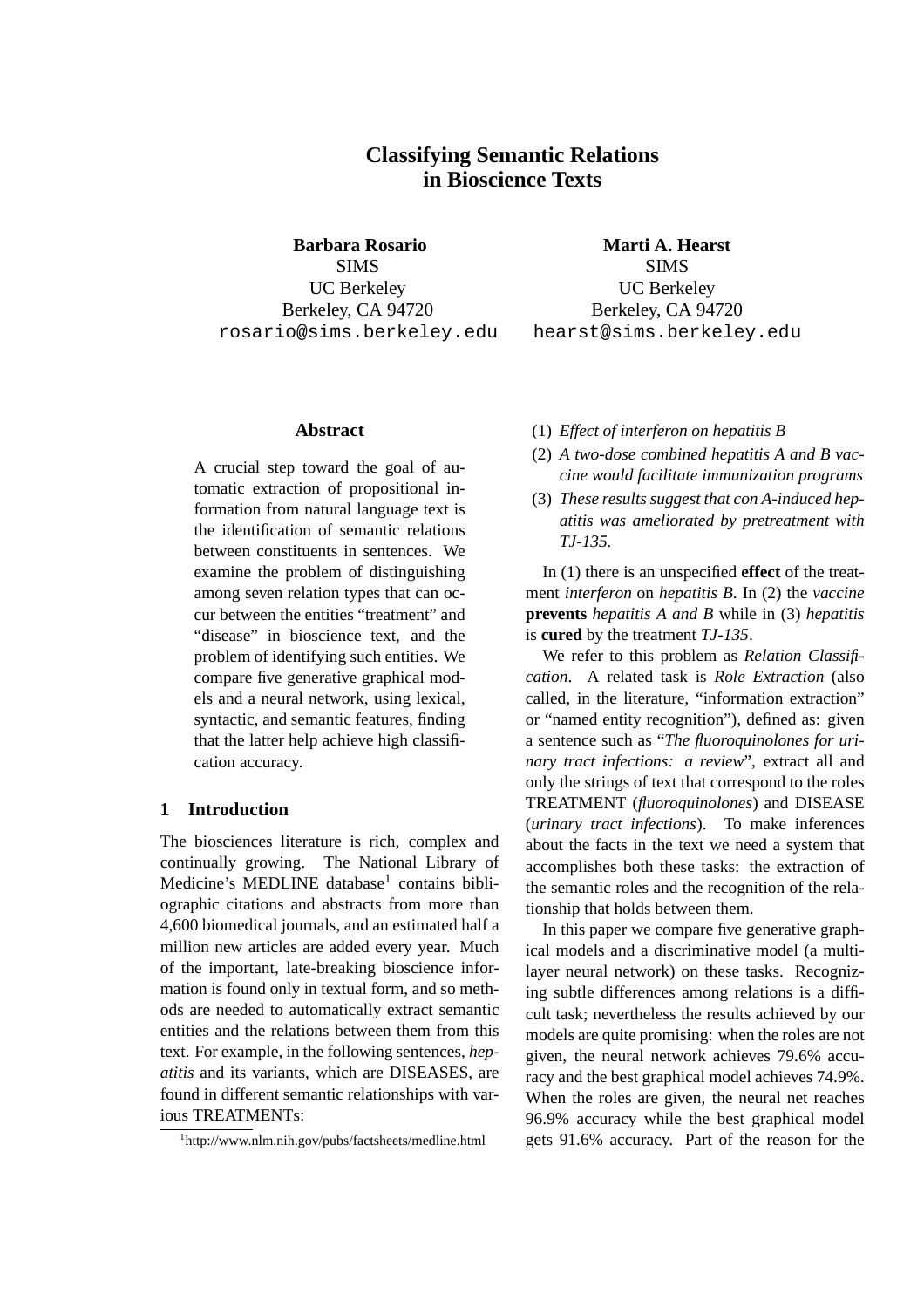# Classifying Semantic Relations in Bioscience Texts

**Barbara Rosario**
SIMS
UC Berkeley
Berkeley, CA 94720
rosario@sims.berkeley.edu

**Marti A. Hearst**
SIMS
UC Berkeley
Berkeley, CA 94720
hearst@sims.berkeley.edu

## Abstract

A crucial step toward the goal of automatic extraction of propositional information from natural language text is the identification of semantic relations between constituents in sentences. We examine the problem of distinguishing among seven relation types that can occur between the entities "treatment" and "disease" in bioscience text, and the problem of identifying such entities. We compare five generative graphical models and a neural network, using lexical, syntactic, and semantic features, finding that the latter help achieve high classification accuracy.

## 1 Introduction

The biosciences literature is rich, complex and continually growing. The National Library of Medicine's MEDLINE database[1] contains bibliographic citations and abstracts from more than 4,600 biomedical journals, and an estimated half a million new articles are added every year. Much of the important, late-breaking bioscience information is found only in textual form, and so methods are needed to automatically extract semantic entities and the relations between them from this text. For example, in the following sentences, *hepatitis* and its variants, which are DISEASES, are found in different semantic relationships with various TREATMENTs:

[1] http://www.nlm.nih.gov/pubs/factsheets/medline.html

(1) *Effect of interferon on hepatitis B*

(2) *A two-dose combined hepatitis A and B vaccine would facilitate immunization programs*

(3) *These results suggest that con A-induced hepatitis was ameliorated by pretreatment with TJ-135.*

In (1) there is an unspecified **effect** of the treatment *interferon* on *hepatitis B*. In (2) the *vaccine* **prevents** *hepatitis A and B* while in (3) *hepatitis* is **cured** by the treatment *TJ-135*.

We refer to this problem as *Relation Classification*. A related task is *Role Extraction* (also called, in the literature, "information extraction" or "named entity recognition"), defined as: given a sentence such as "*The fluoroquinolones for urinary tract infections: a review*", extract all and only the strings of text that correspond to the roles TREATMENT (*fluoroquinolones*) and DISEASE (*urinary tract infections*). To make inferences about the facts in the text we need a system that accomplishes both these tasks: the extraction of the semantic roles and the recognition of the relationship that holds between them.

In this paper we compare five generative graphical models and a discriminative model (a multi-layer neural network) on these tasks. Recognizing subtle differences among relations is a difficult task; nevertheless the results achieved by our models are quite promising: when the roles are not given, the neural network achieves 79.6% accuracy and the best graphical model achieves 74.9%. When the roles are given, the neural net reaches 96.9% accuracy while the best graphical model gets 91.6% accuracy. Part of the reason for the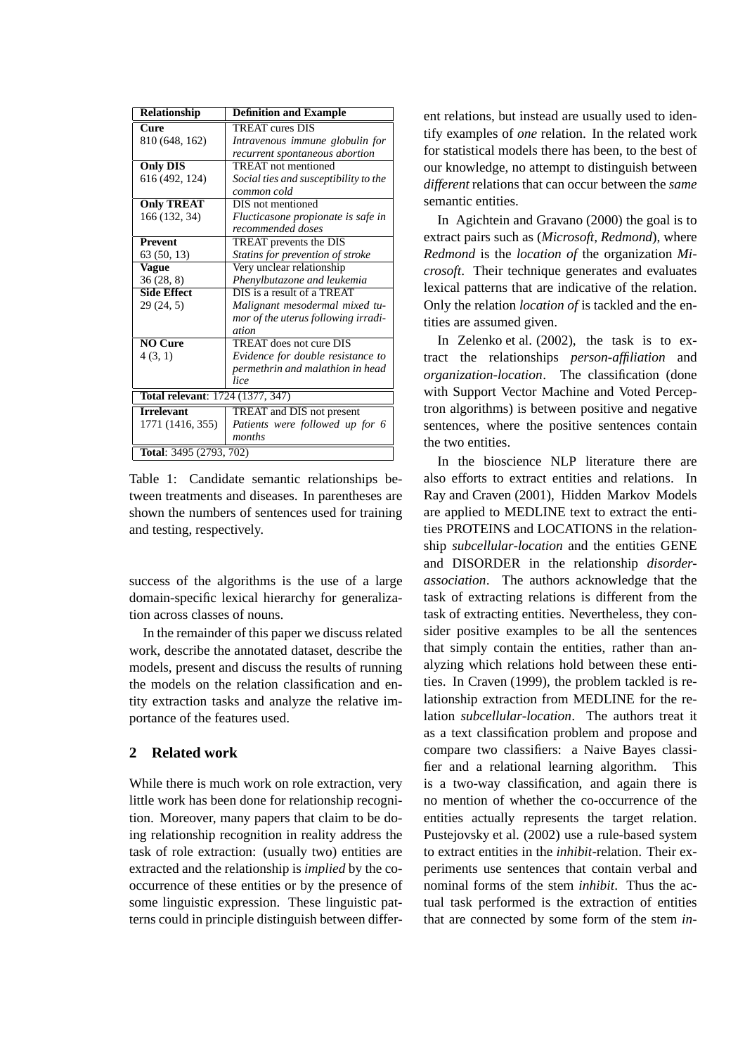| Relationship | Definition and Example |
|---|---|
| **Cure**<br>810 (648, 162) | TREAT cures DIS<br>*Intravenous immune globulin for recurrent spontaneous abortion* |
| **Only DIS**<br>616 (492, 124) | TREAT not mentioned<br>*Social ties and susceptibility to the common cold* |
| **Only TREAT**<br>166 (132, 34) | DIS not mentioned<br>*Flucticasone propionate is safe in recommended doses* |
| **Prevent**<br>63 (50, 13) | TREAT prevents the DIS<br>*Statins for prevention of stroke* |
| **Vague**<br>36 (28, 8) | Very unclear relationship<br>*Phenylbutazone and leukemia* |
| **Side Effect**<br>29 (24, 5) | DIS is a result of a TREAT<br>*Malignant mesodermal mixed tumor of the uterus following irradiation* |
| **NO Cure**<br>4 (3, 1) | TREAT does not cure DIS<br>*Evidence for double resistance to permethrin and malathion in head lice* |
| **Total relevant**: 1724 (1377, 347) | |
| **Irrelevant**<br>1771 (1416, 355) | TREAT and DIS not present<br>*Patients were followed up for 6 months* |
| **Total**: 3495 (2793, 702) | |

Table 1: Candidate semantic relationships between treatments and diseases. In parentheses are shown the numbers of sentences used for training and testing, respectively.

success of the algorithms is the use of a large domain-specific lexical hierarchy for generalization across classes of nouns.

In the remainder of this paper we discuss related work, describe the annotated dataset, describe the models, present and discuss the results of running the models on the relation classification and entity extraction tasks and analyze the relative importance of the features used.

## 2 Related work

While there is much work on role extraction, very little work has been done for relationship recognition. Moreover, many papers that claim to be doing relationship recognition in reality address the task of role extraction: (usually two) entities are extracted and the relationship is *implied* by the co-occurrence of these entities or by the presence of some linguistic expression. These linguistic patterns could in principle distinguish between different relations, but instead are usually used to identify examples of *one* relation. In the related work for statistical models there has been, to the best of our knowledge, no attempt to distinguish between *different* relations that can occur between the *same* semantic entities.

In Agichtein and Gravano (2000) the goal is to extract pairs such as (*Microsoft*, *Redmond*), where *Redmond* is the *location of* the organization *Microsoft*. Their technique generates and evaluates lexical patterns that are indicative of the relation. Only the relation *location of* is tackled and the entities are assumed given.

In Zelenko et al. (2002), the task is to extract the relationships *person-affiliation* and *organization-location*. The classification (done with Support Vector Machine and Voted Perceptron algorithms) is between positive and negative sentences, where the positive sentences contain the two entities.

In the bioscience NLP literature there are also efforts to extract entities and relations. In Ray and Craven (2001), Hidden Markov Models are applied to MEDLINE text to extract the entities PROTEINS and LOCATIONS in the relationship *subcellular-location* and the entities GENE and DISORDER in the relationship *disorder-association*. The authors acknowledge that the task of extracting relations is different from the task of extracting entities. Nevertheless, they consider positive examples to be all the sentences that simply contain the entities, rather than analyzing which relations hold between these entities. In Craven (1999), the problem tackled is relationship extraction from MEDLINE for the relation *subcellular-location*. The authors treat it as a text classification problem and propose and compare two classifiers: a Naive Bayes classifier and a relational learning algorithm. This is a two-way classification, and again there is no mention of whether the co-occurrence of the entities actually represents the target relation. Pustejovsky et al. (2002) use a rule-based system to extract entities in the *inhibit*-relation. Their experiments use sentences that contain verbal and nominal forms of the stem *inhibit*. Thus the actual task performed is the extraction of entities that are connected by some form of the stem *in-*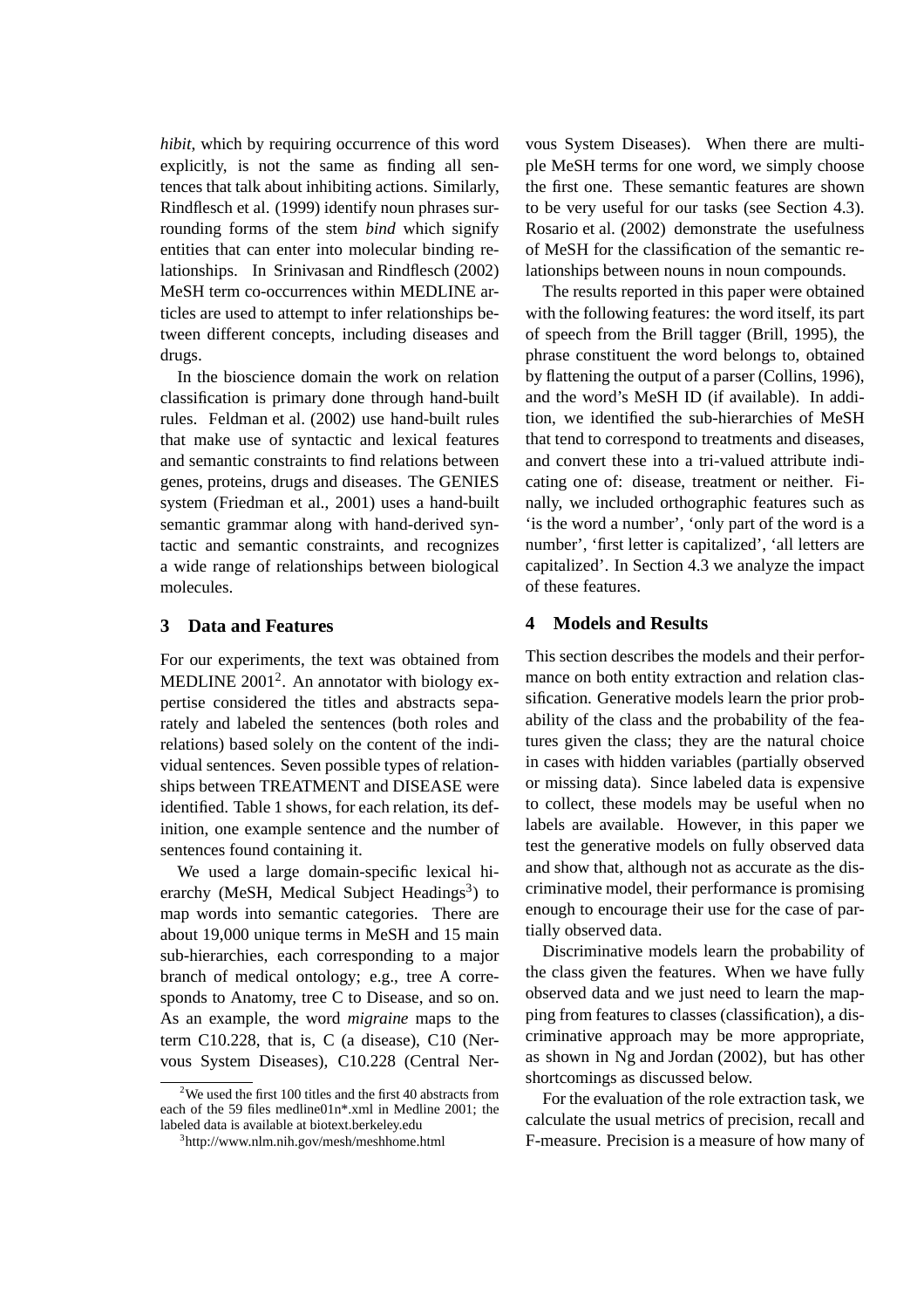*hibit*, which by requiring occurrence of this word explicitly, is not the same as finding all sentences that talk about inhibiting actions. Similarly, Rindflesch et al. (1999) identify noun phrases surrounding forms of the stem *bind* which signify entities that can enter into molecular binding relationships. In Srinivasan and Rindflesch (2002) MeSH term co-occurrences within MEDLINE articles are used to attempt to infer relationships between different concepts, including diseases and drugs.

In the bioscience domain the work on relation classification is primary done through hand-built rules. Feldman et al. (2002) use hand-built rules that make use of syntactic and lexical features and semantic constraints to find relations between genes, proteins, drugs and diseases. The GENIES system (Friedman et al., 2001) uses a hand-built semantic grammar along with hand-derived syntactic and semantic constraints, and recognizes a wide range of relationships between biological molecules.

## 3 Data and Features

For our experiments, the text was obtained from MEDLINE 2001[2]. An annotator with biology expertise considered the titles and abstracts separately and labeled the sentences (both roles and relations) based solely on the content of the individual sentences. Seven possible types of relationships between TREATMENT and DISEASE were identified. Table 1 shows, for each relation, its definition, one example sentence and the number of sentences found containing it.

We used a large domain-specific lexical hierarchy (MeSH, Medical Subject Headings[3]) to map words into semantic categories. There are about 19,000 unique terms in MeSH and 15 main sub-hierarchies, each corresponding to a major branch of medical ontology; e.g., tree A corresponds to Anatomy, tree C to Disease, and so on. As an example, the word *migraine* maps to the term C10.228, that is, C (a disease), C10 (Nervous System Diseases), C10.228 (Central Nervous System Diseases). When there are multiple MeSH terms for one word, we simply choose the first one. These semantic features are shown to be very useful for our tasks (see Section 4.3). Rosario et al. (2002) demonstrate the usefulness of MeSH for the classification of the semantic relationships between nouns in noun compounds.

The results reported in this paper were obtained with the following features: the word itself, its part of speech from the Brill tagger (Brill, 1995), the phrase constituent the word belongs to, obtained by flattening the output of a parser (Collins, 1996), and the word's MeSH ID (if available). In addition, we identified the sub-hierarchies of MeSH that tend to correspond to treatments and diseases, and convert these into a tri-valued attribute indicating one of: disease, treatment or neither. Finally, we included orthographic features such as 'is the word a number', 'only part of the word is a number', 'first letter is capitalized', 'all letters are capitalized'. In Section 4.3 we analyze the impact of these features.

## 4 Models and Results

This section describes the models and their performance on both entity extraction and relation classification. Generative models learn the prior probability of the class and the probability of the features given the class; they are the natural choice in cases with hidden variables (partially observed or missing data). Since labeled data is expensive to collect, these models may be useful when no labels are available. However, in this paper we test the generative models on fully observed data and show that, although not as accurate as the discriminative model, their performance is promising enough to encourage their use for the case of partially observed data.

Discriminative models learn the probability of the class given the features. When we have fully observed data and we just need to learn the mapping from features to classes (classification), a discriminative approach may be more appropriate, as shown in Ng and Jordan (2002), but has other shortcomings as discussed below.

For the evaluation of the role extraction task, we calculate the usual metrics of precision, recall and F-measure. Precision is a measure of how many of

[2] We used the first 100 titles and the first 40 abstracts from each of the 59 files medline01n*.xml in Medline 2001; the labeled data is available at biotext.berkeley.edu

[3] http://www.nlm.nih.gov/mesh/meshhome.html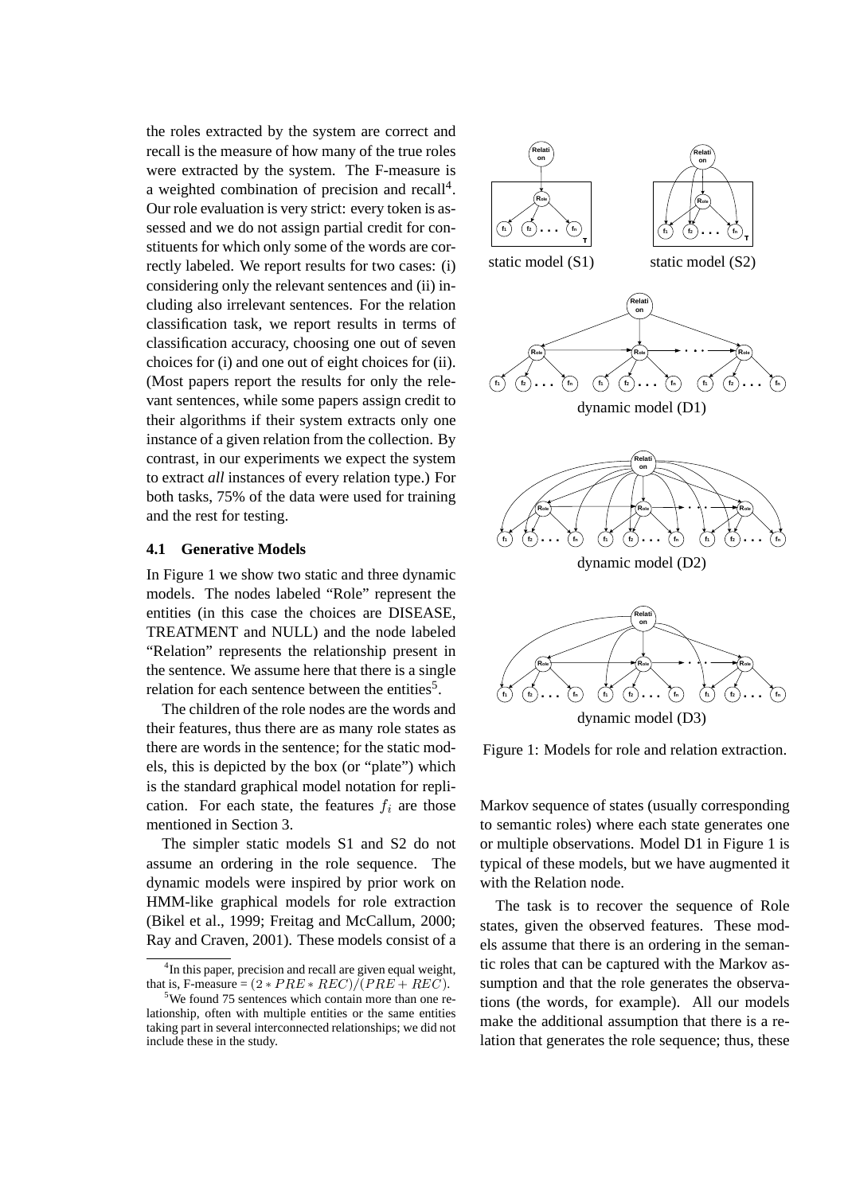the roles extracted by the system are correct and recall is the measure of how many of the true roles were extracted by the system. The F-measure is a weighted combination of precision and recall[4]. Our role evaluation is very strict: every token is assessed and we do not assign partial credit for constituents for which only some of the words are correctly labeled. We report results for two cases: (i) considering only the relevant sentences and (ii) including also irrelevant sentences. For the relation classification task, we report results in terms of classification accuracy, choosing one out of seven choices for (i) and one out of eight choices for (ii). (Most papers report the results for only the relevant sentences, while some papers assign credit to their algorithms if their system extracts only one instance of a given relation from the collection. By contrast, in our experiments we expect the system to extract *all* instances of every relation type.) For both tasks, 75% of the data were used for training and the rest for testing.

### 4.1 Generative Models

In Figure 1 we show two static and three dynamic models. The nodes labeled "Role" represent the entities (in this case the choices are DISEASE, TREATMENT and NULL) and the node labeled "Relation" represents the relationship present in the sentence. We assume here that there is a single relation for each sentence between the entities[5].

The children of the role nodes are the words and their features, thus there are as many role states as there are words in the sentence; for the static models, this is depicted by the box (or "plate") which is the standard graphical model notation for replication. For each state, the features $f_i$ are those mentioned in Section 3.

The simpler static models S1 and S2 do not assume an ordering in the role sequence. The dynamic models were inspired by prior work on HMM-like graphical models for role extraction (Bikel et al., 1999; Freitag and McCallum, 2000; Ray and Craven, 2001). These models consist of a Markov sequence of states (usually corresponding to semantic roles) where each state generates one or multiple observations. Model D1 in Figure 1 is typical of these models, but we have augmented it with the Relation node.

The task is to recover the sequence of Role states, given the observed features. These models assume that there is an ordering in the semantic roles that can be captured with the Markov assumption and that the role generates the observations (the words, for example). All our models make the additional assumption that there is a relation that generates the role sequence; thus, these

static model (S1)    static model (S2)

dynamic model (D1)

dynamic model (D2)

dynamic model (D3)

Figure 1: Models for role and relation extraction.

[4] In this paper, precision and recall are given equal weight, that is, F-measure = $(2 * PRE * REC)/(PRE + REC)$.

[5] We found 75 sentences which contain more than one relationship, often with multiple entities or the same entities taking part in several interconnected relationships; we did not include these in the study.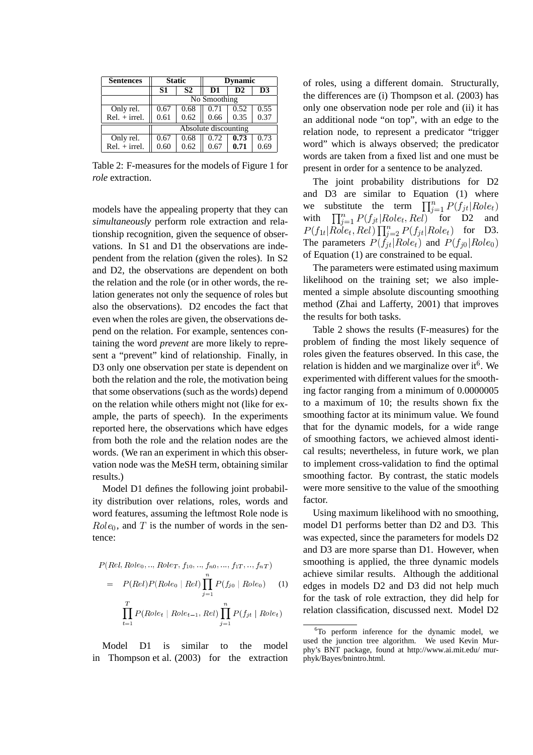| Sentences | Static | | Dynamic | | |
|---|---|---|---|---|---|
| | **S1** | **S2** | **D1** | **D2** | **D3** |
| | No Smoothing | | | | |
| Only rel. | 0.67 | 0.68 | 0.71 | 0.52 | 0.55 |
| Rel. + irrel. | 0.61 | 0.62 | 0.66 | 0.35 | 0.37 |
| | Absolute discounting | | | | |
| Only rel. | 0.67 | 0.68 | 0.72 | **0.73** | 0.73 |
| Rel. + irrel. | 0.60 | 0.62 | 0.67 | **0.71** | 0.69 |

Table 2: F-measures for the models of Figure 1 for *role* extraction.

models have the appealing property that they can *simultaneously* perform role extraction and relationship recognition, given the sequence of observations. In S1 and D1 the observations are independent from the relation (given the roles). In S2 and D2, the observations are dependent on both the relation and the role (or in other words, the relation generates not only the sequence of roles but also the observations). D2 encodes the fact that even when the roles are given, the observations depend on the relation. For example, sentences containing the word *prevent* are more likely to represent a "prevent" kind of relationship. Finally, in D3 only one observation per state is dependent on both the relation and the role, the motivation being that some observations (such as the words) depend on the relation while others might not (like for example, the parts of speech). In the experiments reported here, the observations which have edges from both the role and the relation nodes are the words. (We ran an experiment in which this observation node was the MeSH term, obtaining similar results.)

Model D1 defines the following joint probability distribution over relations, roles, words and word features, assuming the leftmost Role node is $Role_0$, and $T$ is the number of words in the sentence:

$$
\begin{aligned}
&P(Rel, Role_0, .., Role_T, f_{10}, .., f_{n0}, ..., f_{1T}, .., f_{nT}) \\
&= P(Rel)P(Role_0 \mid Rel) \prod_{j=1}^{n} P(f_{j0} \mid Role_0) \qquad (1) \\
&\prod_{t=1}^{T} P(Role_t \mid Role_{t-1}, Rel) \prod_{j=1}^{n} P(f_{jt} \mid Role_t)
\end{aligned}
$$

Model D1 is similar to the model in Thompson et al. (2003) for the extraction of roles, using a different domain. Structurally, the differences are (i) Thompson et al. (2003) has only one observation node per role and (ii) it has an additional node "on top", with an edge to the relation node, to represent a predicator "trigger word" which is always observed; the predicator words are taken from a fixed list and one must be present in order for a sentence to be analyzed.

The joint probability distributions for D2 and D3 are similar to Equation (1) where we substitute the term $\prod_{j=1}^{n} P(f_{jt}|Role_t)$ with $\prod_{j=1}^{n} P(f_{jt}|Role_t, Rel)$ for D2 and $P(f_{1t}|Role_t, Rel) \prod_{j=2}^{n} P(f_{jt}|Role_t)$ for D3. The parameters $P(f_{jt}|Role_t)$ and $P(f_{j0}|Role_0)$ of Equation (1) are constrained to be equal.

The parameters were estimated using maximum likelihood on the training set; we also implemented a simple absolute discounting smoothing method (Zhai and Lafferty, 2001) that improves the results for both tasks.

Table 2 shows the results (F-measures) for the problem of finding the most likely sequence of roles given the features observed. In this case, the relation is hidden and we marginalize over it[6]. We experimented with different values for the smoothing factor ranging from a minimum of 0.0000005 to a maximum of 10; the results shown fix the smoothing factor at its minimum value. We found that for the dynamic models, for a wide range of smoothing factors, we achieved almost identical results; nevertheless, in future work, we plan to implement cross-validation to find the optimal smoothing factor. By contrast, the static models were more sensitive to the value of the smoothing factor.

Using maximum likelihood with no smoothing, model D1 performs better than D2 and D3. This was expected, since the parameters for models D2 and D3 are more sparse than D1. However, when smoothing is applied, the three dynamic models achieve similar results. Although the additional edges in models D2 and D3 did not help much for the task of role extraction, they did help for relation classification, discussed next. Model D2

[6] To perform inference for the dynamic model, we used the junction tree algorithm. We used Kevin Murphy's BNT package, found at http://www.ai.mit.edu/ murphyk/Bayes/bnintro.html.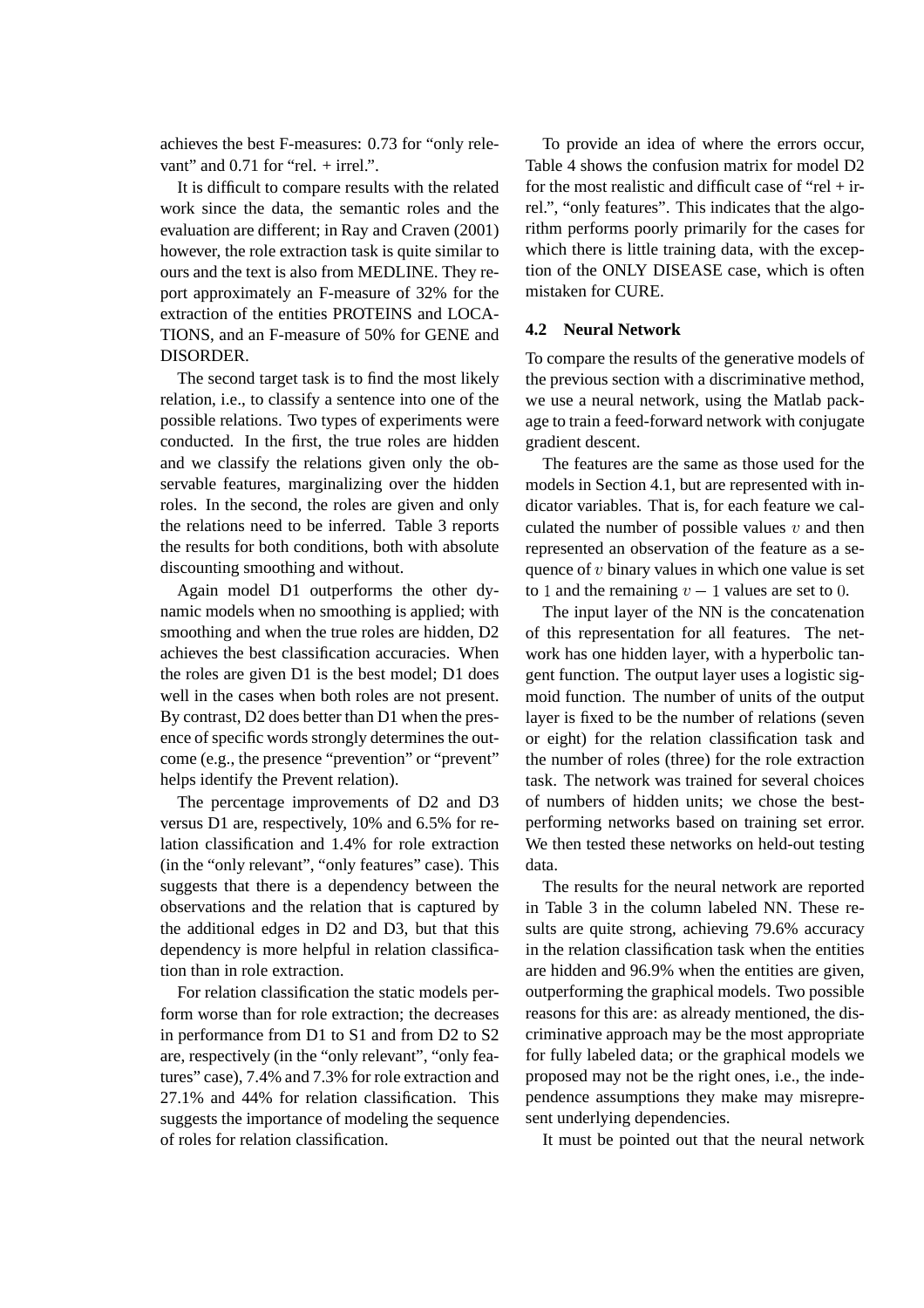achieves the best F-measures: 0.73 for "only relevant" and 0.71 for "rel. + irrel.".

It is difficult to compare results with the related work since the data, the semantic roles and the evaluation are different; in Ray and Craven (2001) however, the role extraction task is quite similar to ours and the text is also from MEDLINE. They report approximately an F-measure of 32% for the extraction of the entities PROTEINS and LOCATIONS, and an F-measure of 50% for GENE and DISORDER.

The second target task is to find the most likely relation, i.e., to classify a sentence into one of the possible relations. Two types of experiments were conducted. In the first, the true roles are hidden and we classify the relations given only the observable features, marginalizing over the hidden roles. In the second, the roles are given and only the relations need to be inferred. Table 3 reports the results for both conditions, both with absolute discounting smoothing and without.

Again model D1 outperforms the other dynamic models when no smoothing is applied; with smoothing and when the true roles are hidden, D2 achieves the best classification accuracies. When the roles are given D1 is the best model; D1 does well in the cases when both roles are not present. By contrast, D2 does better than D1 when the presence of specific words strongly determines the outcome (e.g., the presence "prevention" or "prevent" helps identify the Prevent relation).

The percentage improvements of D2 and D3 versus D1 are, respectively, 10% and 6.5% for relation classification and 1.4% for role extraction (in the "only relevant", "only features" case). This suggests that there is a dependency between the observations and the relation that is captured by the additional edges in D2 and D3, but that this dependency is more helpful in relation classification than in role extraction.

For relation classification the static models perform worse than for role extraction; the decreases in performance from D1 to S1 and from D2 to S2 are, respectively (in the "only relevant", "only features" case), 7.4% and 7.3% for role extraction and 27.1% and 44% for relation classification. This suggests the importance of modeling the sequence of roles for relation classification.

To provide an idea of where the errors occur, Table 4 shows the confusion matrix for model D2 for the most realistic and difficult case of "rel + irrel.", "only features". This indicates that the algorithm performs poorly primarily for the cases for which there is little training data, with the exception of the ONLY DISEASE case, which is often mistaken for CURE.

### 4.2 Neural Network

To compare the results of the generative models of the previous section with a discriminative method, we use a neural network, using the Matlab package to train a feed-forward network with conjugate gradient descent.

The features are the same as those used for the models in Section 4.1, but are represented with indicator variables. That is, for each feature we calculated the number of possible values $v$ and then represented an observation of the feature as a sequence of $v$ binary values in which one value is set to $1$ and the remaining $v - 1$ values are set to $0$.

The input layer of the NN is the concatenation of this representation for all features. The network has one hidden layer, with a hyperbolic tangent function. The output layer uses a logistic sigmoid function. The number of units of the output layer is fixed to be the number of relations (seven or eight) for the relation classification task and the number of roles (three) for the role extraction task. The network was trained for several choices of numbers of hidden units; we chose the best-performing networks based on training set error. We then tested these networks on held-out testing data.

The results for the neural network are reported in Table 3 in the column labeled NN. These results are quite strong, achieving 79.6% accuracy in the relation classification task when the entities are hidden and 96.9% when the entities are given, outperforming the graphical models. Two possible reasons for this are: as already mentioned, the discriminative approach may be the most appropriate for fully labeled data; or the graphical models we proposed may not be the right ones, i.e., the independence assumptions they make may misrepresent underlying dependencies.

It must be pointed out that the neural network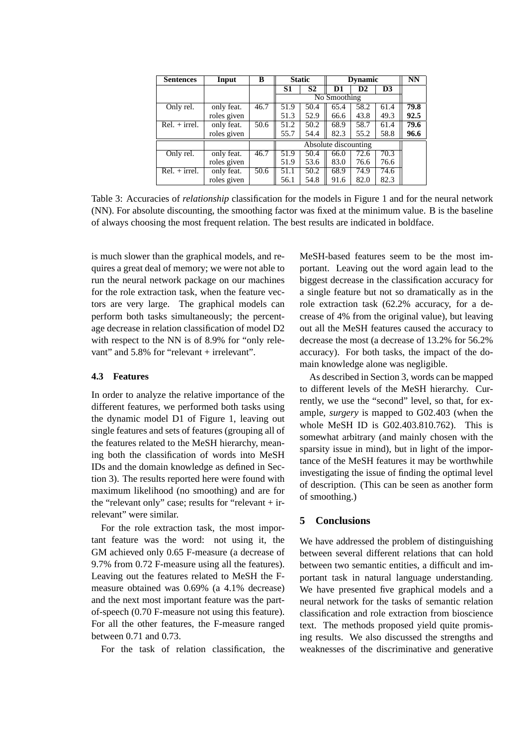| Sentences | Input | B | Static | | Dynamic | | | NN |
|---|---|---|---|---|---|---|---|---|
| | | | S1 | S2 | D1 | D2 | D3 | |
| | | | No Smoothing | | | | | |
| Only rel. | only feat. | 46.7 | 51.9 | 50.4 | 65.4 | 58.2 | 61.4 | **79.8** |
| | roles given | | 51.3 | 52.9 | 66.6 | 43.8 | 49.3 | **92.5** |
| Rel. + irrel. | only feat. | 50.6 | 51.2 | 50.2 | 68.9 | 58.7 | 61.4 | **79.6** |
| | roles given | | 55.7 | 54.4 | 82.3 | 55.2 | 58.8 | **96.6** |
| | | | Absolute discounting | | | | | |
| Only rel. | only feat. | 46.7 | 51.9 | 50.4 | 66.0 | 72.6 | 70.3 | |
| | roles given | | 51.9 | 53.6 | 83.0 | 76.6 | 76.6 | |
| Rel. + irrel. | only feat. | 50.6 | 51.1 | 50.2 | 68.9 | 74.9 | 74.6 | |
| | roles given | | 56.1 | 54.8 | 91.6 | 82.0 | 82.3 | |

Table 3: Accuracies of *relationship* classification for the models in Figure 1 and for the neural network (NN). For absolute discounting, the smoothing factor was fixed at the minimum value. B is the baseline of always choosing the most frequent relation. The best results are indicated in boldface.

is much slower than the graphical models, and requires a great deal of memory; we were not able to run the neural network package on our machines for the role extraction task, when the feature vectors are very large. The graphical models can perform both tasks simultaneously; the percentage decrease in relation classification of model D2 with respect to the NN is of 8.9% for "only relevant" and 5.8% for "relevant + irrelevant".

### 4.3 Features

In order to analyze the relative importance of the different features, we performed both tasks using the dynamic model D1 of Figure 1, leaving out single features and sets of features (grouping all of the features related to the MeSH hierarchy, meaning both the classification of words into MeSH IDs and the domain knowledge as defined in Section 3). The results reported here were found with maximum likelihood (no smoothing) and are for the "relevant only" case; results for "relevant + irrelevant" were similar.

For the role extraction task, the most important feature was the word: not using it, the GM achieved only 0.65 F-measure (a decrease of 9.7% from 0.72 F-measure using all the features). Leaving out the features related to MeSH the F-measure obtained was 0.69% (a 4.1% decrease) and the next most important feature was the part-of-speech (0.70 F-measure not using this feature). For all the other features, the F-measure ranged between 0.71 and 0.73.

For the task of relation classification, the MeSH-based features seem to be the most important. Leaving out the word again lead to the biggest decrease in the classification accuracy for a single feature but not so dramatically as in the role extraction task (62.2% accuracy, for a decrease of 4% from the original value), but leaving out all the MeSH features caused the accuracy to decrease the most (a decrease of 13.2% for 56.2% accuracy). For both tasks, the impact of the domain knowledge alone was negligible.

As described in Section 3, words can be mapped to different levels of the MeSH hierarchy. Currently, we use the "second" level, so that, for example, *surgery* is mapped to G02.403 (when the whole MeSH ID is G02.403.810.762). This is somewhat arbitrary (and mainly chosen with the sparsity issue in mind), but in light of the importance of the MeSH features it may be worthwhile investigating the issue of finding the optimal level of description. (This can be seen as another form of smoothing.)

## 5 Conclusions

We have addressed the problem of distinguishing between several different relations that can hold between two semantic entities, a difficult and important task in natural language understanding. We have presented five graphical models and a neural network for the tasks of semantic relation classification and role extraction from bioscience text. The methods proposed yield quite promising results. We also discussed the strengths and weaknesses of the discriminative and generative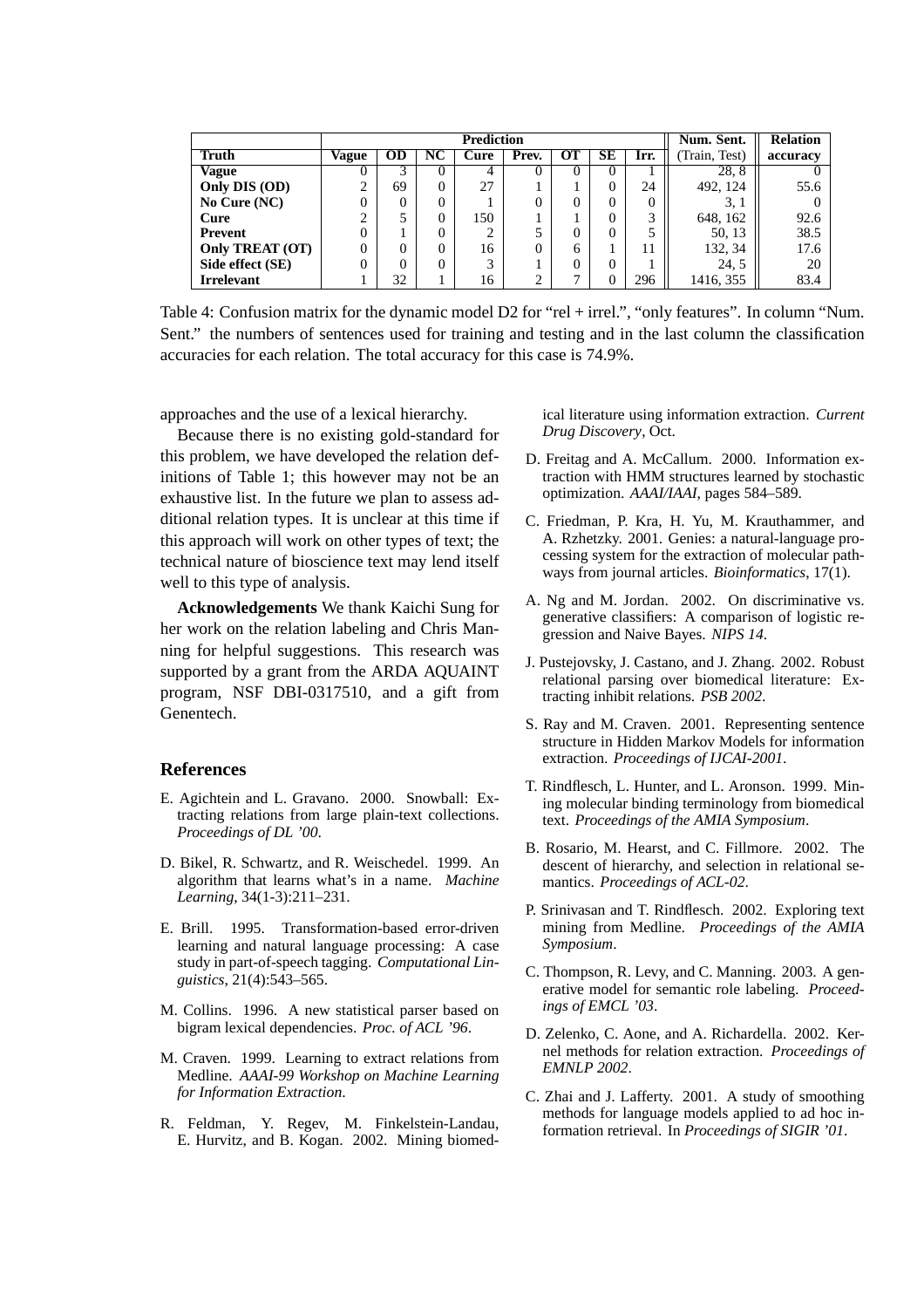| | Prediction | | | | | | | | Num. Sent. | Relation |
|---|---|---|---|---|---|---|---|---|---|---|
| **Truth** | **Vague** | **OD** | **NC** | **Cure** | **Prev.** | **OT** | **SE** | **Irr.** | (Train, Test) | **accuracy** |
| **Vague** | 0 | 3 | 0 | 4 | 0 | 0 | 0 | 1 | 28, 8 | 0 |
| **Only DIS (OD)** | 2 | 69 | 0 | 27 | 1 | 1 | 0 | 24 | 492, 124 | 55.6 |
| **No Cure (NC)** | 0 | 0 | 0 | 1 | 0 | 0 | 0 | 0 | 3, 1 | 0 |
| **Cure** | 2 | 5 | 0 | 150 | 1 | 1 | 0 | 3 | 648, 162 | 92.6 |
| **Prevent** | 0 | 1 | 0 | 2 | 5 | 0 | 0 | 5 | 50, 13 | 38.5 |
| **Only TREAT (OT)** | 0 | 0 | 0 | 16 | 0 | 6 | 1 | 11 | 132, 34 | 17.6 |
| **Side effect (SE)** | 0 | 0 | 0 | 3 | 1 | 0 | 0 | 1 | 24, 5 | 20 |
| **Irrelevant** | 1 | 32 | 1 | 16 | 2 | 7 | 0 | 296 | 1416, 355 | 83.4 |

Table 4: Confusion matrix for the dynamic model D2 for "rel + irrel.", "only features". In column "Num. Sent." the numbers of sentences used for training and testing and in the last column the classification accuracies for each relation. The total accuracy for this case is 74.9%.

approaches and the use of a lexical hierarchy.

Because there is no existing gold-standard for this problem, we have developed the relation definitions of Table 1; this however may not be an exhaustive list. In the future we plan to assess additional relation types. It is unclear at this time if this approach will work on other types of text; the technical nature of bioscience text may lend itself well to this type of analysis.

**Acknowledgements** We thank Kaichi Sung for her work on the relation labeling and Chris Manning for helpful suggestions. This research was supported by a grant from the ARDA AQUAINT program, NSF DBI-0317510, and a gift from Genentech.

## References

E. Agichtein and L. Gravano. 2000. Snowball: Extracting relations from large plain-text collections. *Proceedings of DL '00*.

D. Bikel, R. Schwartz, and R. Weischedel. 1999. An algorithm that learns what's in a name. *Machine Learning*, 34(1-3):211–231.

E. Brill. 1995. Transformation-based error-driven learning and natural language processing: A case study in part-of-speech tagging. *Computational Linguistics*, 21(4):543–565.

M. Collins. 1996. A new statistical parser based on bigram lexical dependencies. *Proc. of ACL '96*.

M. Craven. 1999. Learning to extract relations from Medline. *AAAI-99 Workshop on Machine Learning for Information Extraction*.

R. Feldman, Y. Regev, M. Finkelstein-Landau, E. Hurvitz, and B. Kogan. 2002. Mining biomedical literature using information extraction. *Current Drug Discovery*, Oct.

D. Freitag and A. McCallum. 2000. Information extraction with HMM structures learned by stochastic optimization. *AAAI/IAAI*, pages 584–589.

C. Friedman, P. Kra, H. Yu, M. Krauthammer, and A. Rzhetzky. 2001. Genies: a natural-language processing system for the extraction of molecular pathways from journal articles. *Bioinformatics*, 17(1).

A. Ng and M. Jordan. 2002. On discriminative vs. generative classifiers: A comparison of logistic regression and Naive Bayes. *NIPS 14*.

J. Pustejovsky, J. Castano, and J. Zhang. 2002. Robust relational parsing over biomedical literature: Extracting inhibit relations. *PSB 2002*.

S. Ray and M. Craven. 2001. Representing sentence structure in Hidden Markov Models for information extraction. *Proceedings of IJCAI-2001*.

T. Rindflesch, L. Hunter, and L. Aronson. 1999. Mining molecular binding terminology from biomedical text. *Proceedings of the AMIA Symposium*.

B. Rosario, M. Hearst, and C. Fillmore. 2002. The descent of hierarchy, and selection in relational semantics. *Proceedings of ACL-02*.

P. Srinivasan and T. Rindflesch. 2002. Exploring text mining from Medline. *Proceedings of the AMIA Symposium*.

C. Thompson, R. Levy, and C. Manning. 2003. A generative model for semantic role labeling. *Proceedings of EMCL '03*.

D. Zelenko, C. Aone, and A. Richardella. 2002. Kernel methods for relation extraction. *Proceedings of EMNLP 2002*.

C. Zhai and J. Lafferty. 2001. A study of smoothing methods for language models applied to ad hoc information retrieval. In *Proceedings of SIGIR '01*.